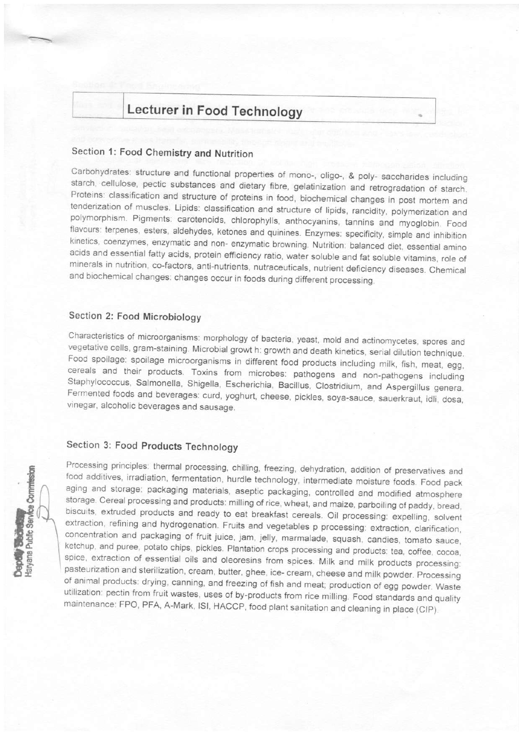# Lecturer in Food Technology

## Section 1: Food Chemistry and Nutrition

Carbohydrates: structure and functional properties of mono-, oligo-, & poly- saccharides including starch, cellulose, pectic substances and dietary fibre, gelatinization and retrogradation of starch. Proteins: classification and structure of proteins in food, biochemical changes in post mortem and tenderization of muscles. Lipids: classification and structure of lipids, rancidity, polymerization and polymorphism. Pigments: carotenoids, chlorophylls, anthocyanins, tannins and myoglobin. Food flavours: terpenes, esters, aldehydes, ketones and quinines. Enzymes: specificity, simple and inhibition kinetics, coenzymes, enzymatic and non- enzymatic browning. Nutrition: balanced diet, essential amino acids and essential fatty acids, protein efficiency ratio, water soluble and fat soluble vitamins, role of minerals in nutrition, co-factors, anti-nutrients, nutraceuticals, nutrient deficiency diseases. Chemical and biochemical changes: changes occur in foods during different processing.

## Section 2: Food Microbiology

Characteristics of microorganisms: morphology of bacteria, yeast, mold and actinomycetes, spores and vegetative cells, gram-staining. Microbial growt h: growth and death kinetics, serial dilution technique. Food spoilage: spoilage microorganisms in different food products including milk, fish, meat, egg, cereals and their products. Toxins from microbes: pathogens and non-pathogens including Staphylococcus, Salmonella, Shigella, Escherichia, Bacillus, Clostridium, and Aspergillus genera. Fermented foods and beverages: curd, yoghurt, cheese, pickles, soya-sauce, sauerkraut, idli, dosa, vinegar, alcoholic beverages and sausage.

## Section 3: Food Products Technology

Processing principles: thermal processing, chilling, freezing, dehydration, addition of preservatives and food additives, irradiation, fermentation, hurdle technology, intermediate moisture foods. Food pack aging and storage: packaging materials, aseptic packaging, controlled and modified atmosphere storage. Cereal processing and products: milling of rice, wheat, and maize, parboiling of paddy, bread, biscuits, extruded products and ready to eat breakfast cereals. Oil processing: expelling, solvent extraction, refining and hydrogenation. Fruits and vegetables p processing: extraction, clarification, concentration and packaging of fruit juice, jam, jelly, marmalade, squash, candies, tomato sauce, ketchup, and puree, potato chips, pickles. Plantation crops processing and products: tea, coffee, cocoa, spice, extraction of essential oils and oleoresins from spices. Milk and milk products processing: pasteurization and sterilization, cream, butter, ghee, ice- cream, cheese and milk powder. Processing of animal products: drying, canning, and freezing of fish and meat; production of egg powder. Waste utilization: pectin from fruit wastes, uses of by-products from rice milling. Food standards and quality maintenance: FPO, PFA, A-Mark, ISI, HACCP, food plant sanitation and cleaning in place (CIP).

Deputy Secretary
Haryana Public Service Commission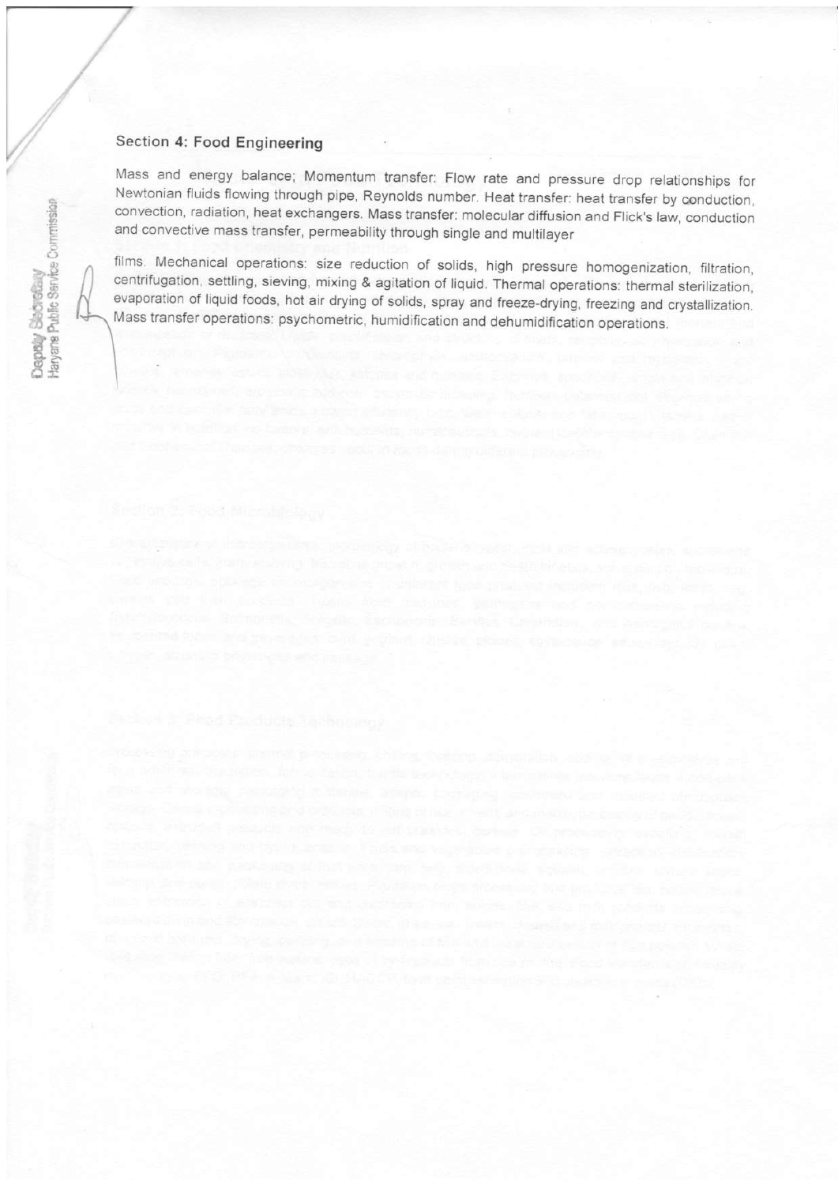### Section 4: Food Engineering

Mass and energy balance; Momentum transfer: Flow rate and pressure drop relationships for Newtonian fluids flowing through pipe, Reynolds number. Heat transfer: heat transfer by conduction, convection, radiation, heat exchangers. Mass transfer: molecular diffusion and Flick's law, conduction and convective mass transfer, permeability through single and multilayer films. Mechanical operations: size reduction of solids, high pressure homogenization, filtration, centrifugation, settling, sieving, mixing & agitation of liquid. Thermal operations: thermal sterilization, evaporation of liquid foods, hot air drying of solids, spray and freeze-drying, freezing and crystallization. Mass transfer operations: psychometric, humidification and dehumidification operations.